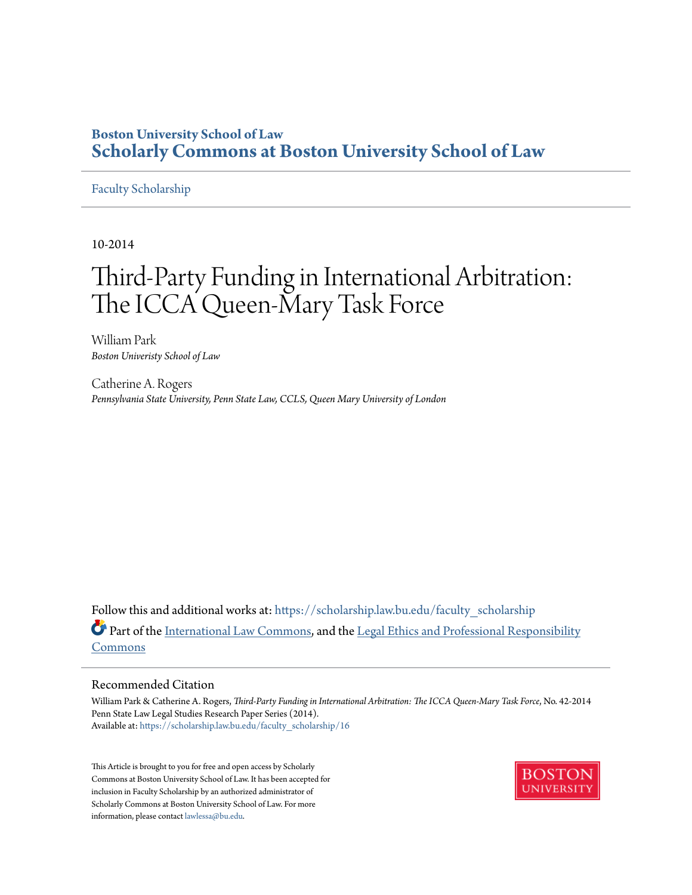Boston University School of Law

**Scholarly Commons at Boston University School of Law**

Faculty Scholarship

10-2014

# Third-Party Funding in International Arbitration: The ICCA Queen-Mary Task Force

William Park
*Boston Univeristy School of Law*

Catherine A. Rogers
*Pennsylvania State University, Penn State Law, CCLS, Queen Mary University of London*

Follow this and additional works at: https://scholarship.law.bu.edu/faculty_scholarship

Part of the International Law Commons, and the Legal Ethics and Professional Responsibility Commons

## Recommended Citation

William Park & Catherine A. Rogers, *Third-Party Funding in International Arbitration: The ICCA Queen-Mary Task Force*, No. 42-2014 Penn State Law Legal Studies Research Paper Series (2014).
Available at: https://scholarship.law.bu.edu/faculty_scholarship/16

This Article is brought to you for free and open access by Scholarly Commons at Boston University School of Law. It has been accepted for inclusion in Faculty Scholarship by an authorized administrator of Scholarly Commons at Boston University School of Law. For more information, please contact lawlessa@bu.edu.

BOSTON UNIVERSITY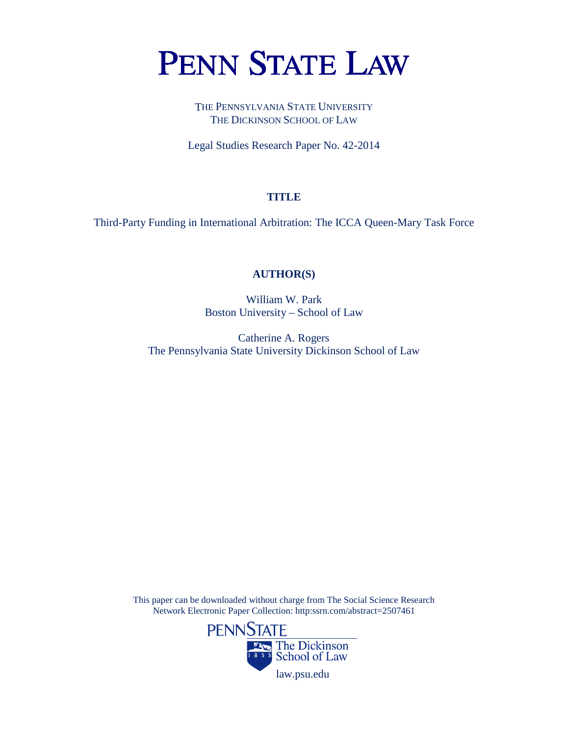# PENN STATE LAW

THE PENNSYLVANIA STATE UNIVERSITY
THE DICKINSON SCHOOL OF LAW

Legal Studies Research Paper No. 42-2014

**TITLE**

Third-Party Funding in International Arbitration: The ICCA Queen-Mary Task Force

**AUTHOR(S)**

William W. Park
Boston University – School of Law

Catherine A. Rogers
The Pennsylvania State University Dickinson School of Law

This paper can be downloaded without charge from The Social Science Research Network Electronic Paper Collection: http:ssrn.com/abstract=2507461

PENNSTATE
The Dickinson School of Law
law.psu.edu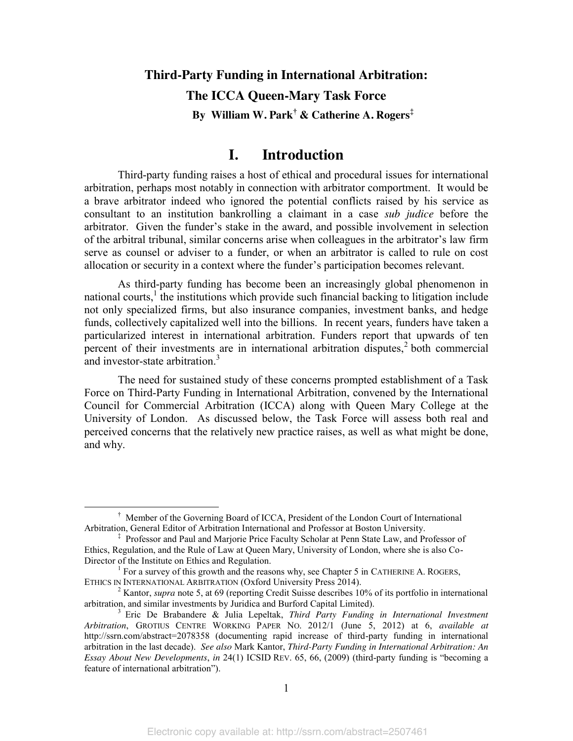# Third-Party Funding in International Arbitration: The ICCA Queen-Mary Task Force

**By William W. Park[†] & Catherine A. Rogers[‡]**

## I. Introduction

Third-party funding raises a host of ethical and procedural issues for international arbitration, perhaps most notably in connection with arbitrator comportment. It would be a brave arbitrator indeed who ignored the potential conflicts raised by his service as consultant to an institution bankrolling a claimant in a case *sub judice* before the arbitrator. Given the funder's stake in the award, and possible involvement in selection of the arbitral tribunal, similar concerns arise when colleagues in the arbitrator's law firm serve as counsel or adviser to a funder, or when an arbitrator is called to rule on cost allocation or security in a context where the funder's participation becomes relevant.

As third-party funding has become been an increasingly global phenomenon in national courts,[1] the institutions which provide such financial backing to litigation include not only specialized firms, but also insurance companies, investment banks, and hedge funds, collectively capitalized well into the billions. In recent years, funders have taken a particularized interest in international arbitration. Funders report that upwards of ten percent of their investments are in international arbitration disputes,[2] both commercial and investor-state arbitration.[3]

The need for sustained study of these concerns prompted establishment of a Task Force on Third-Party Funding in International Arbitration, convened by the International Council for Commercial Arbitration (ICCA) along with Queen Mary College at the University of London. As discussed below, the Task Force will assess both real and perceived concerns that the relatively new practice raises, as well as what might be done, and why.

---

[†] Member of the Governing Board of ICCA, President of the London Court of International Arbitration, General Editor of Arbitration International and Professor at Boston University.

[‡] Professor and Paul and Marjorie Price Faculty Scholar at Penn State Law, and Professor of Ethics, Regulation, and the Rule of Law at Queen Mary, University of London, where she is also Co-Director of the Institute on Ethics and Regulation.

[1] For a survey of this growth and the reasons why, see Chapter 5 in CATHERINE A. ROGERS, ETHICS IN INTERNATIONAL ARBITRATION (Oxford University Press 2014).

[2] Kantor, *supra* note 5, at 69 (reporting Credit Suisse describes 10% of its portfolio in international arbitration, and similar investments by Juridica and Burford Capital Limited).

[3] Eric De Brabandere & Julia Lepeltak, *Third Party Funding in International Investment Arbitration*, GROTIUS CENTRE WORKING PAPER NO. 2012/1 (June 5, 2012) at 6, *available at* http://ssrn.com/abstract=2078358 (documenting rapid increase of third-party funding in international arbitration in the last decade). *See also* Mark Kantor, *Third-Party Funding in International Arbitration: An Essay About New Developments*, *in* 24(1) ICSID REV. 65, 66, (2009) (third-party funding is "becoming a feature of international arbitration").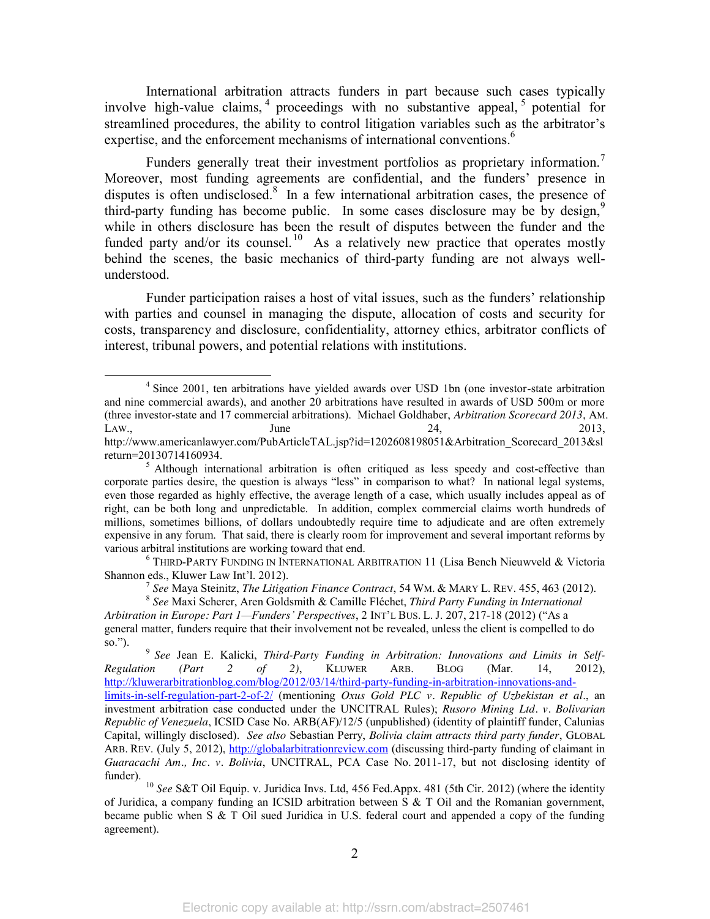International arbitration attracts funders in part because such cases typically involve high-value claims,[4] proceedings with no substantive appeal,[5] potential for streamlined procedures, the ability to control litigation variables such as the arbitrator's expertise, and the enforcement mechanisms of international conventions.[6]

Funders generally treat their investment portfolios as proprietary information.[7] Moreover, most funding agreements are confidential, and the funders' presence in disputes is often undisclosed.[8] In a few international arbitration cases, the presence of third-party funding has become public. In some cases disclosure may be by design,[9] while in others disclosure has been the result of disputes between the funder and the funded party and/or its counsel.[10] As a relatively new practice that operates mostly behind the scenes, the basic mechanics of third-party funding are not always well-understood.

Funder participation raises a host of vital issues, such as the funders' relationship with parties and counsel in managing the dispute, allocation of costs and security for costs, transparency and disclosure, confidentiality, attorney ethics, arbitrator conflicts of interest, tribunal powers, and potential relations with institutions.

---

[4] Since 2001, ten arbitrations have yielded awards over USD 1bn (one investor-state arbitration and nine commercial awards), and another 20 arbitrations have resulted in awards of USD 500m or more (three investor-state and 17 commercial arbitrations). Michael Goldhaber, *Arbitration Scorecard 2013*, AM. LAW., June 24, 2013, http://www.americanlawyer.com/PubArticleTAL.jsp?id=1202608198051&Arbitration_Scorecard_2013&slreturn=20130714160934.

[5] Although international arbitration is often critiqued as less speedy and cost-effective than corporate parties desire, the question is always "less" in comparison to what? In national legal systems, even those regarded as highly effective, the average length of a case, which usually includes appeal as of right, can be both long and unpredictable. In addition, complex commercial claims worth hundreds of millions, sometimes billions, of dollars undoubtedly require time to adjudicate and are often extremely expensive in any forum. That said, there is clearly room for improvement and several important reforms by various arbitral institutions are working toward that end.

[6] THIRD-PARTY FUNDING IN INTERNATIONAL ARBITRATION 11 (Lisa Bench Nieuwveld & Victoria Shannon eds., Kluwer Law Int'l. 2012).

[7] *See* Maya Steinitz, *The Litigation Finance Contract*, 54 WM. & MARY L. REV. 455, 463 (2012).

[8] *See* Maxi Scherer, Aren Goldsmith & Camille Fléchet, *Third Party Funding in International Arbitration in Europe: Part 1—Funders' Perspectives*, 2 INT'L BUS. L. J. 207, 217-18 (2012) ("As a general matter, funders require that their involvement not be revealed, unless the client is compelled to do so.").

[9] *See* Jean E. Kalicki, *Third-Party Funding in Arbitration: Innovations and Limits in Self-Regulation (Part 2 of 2)*, KLUWER ARB. BLOG (Mar. 14, 2012), http://kluwerarbitrationblog.com/blog/2012/03/14/third-party-funding-in-arbitration-innovations-and-limits-in-self-regulation-part-2-of-2/ (mentioning *Oxus Gold PLC v. Republic of Uzbekistan et al*., an investment arbitration case conducted under the UNCITRAL Rules); *Rusoro Mining Ltd. v. Bolivarian Republic of Venezuela*, ICSID Case No. ARB(AF)/12/5 (unpublished) (identity of plaintiff funder, Calunias Capital, willingly disclosed). *See also* Sebastian Perry, *Bolivia claim attracts third party funder*, GLOBAL ARB. REV. (July 5, 2012), http://globalarbitrationreview.com (discussing third-party funding of claimant in *Guaracachi Am., Inc. v. Bolivia*, UNCITRAL, PCA Case No. 2011-17, but not disclosing identity of funder).

[10] *See* S&T Oil Equip. v. Juridica Invs. Ltd, 456 Fed.Appx. 481 (5th Cir. 2012) (where the identity of Juridica, a company funding an ICSID arbitration between S & T Oil and the Romanian government, became public when S & T Oil sued Juridica in U.S. federal court and appended a copy of the funding agreement).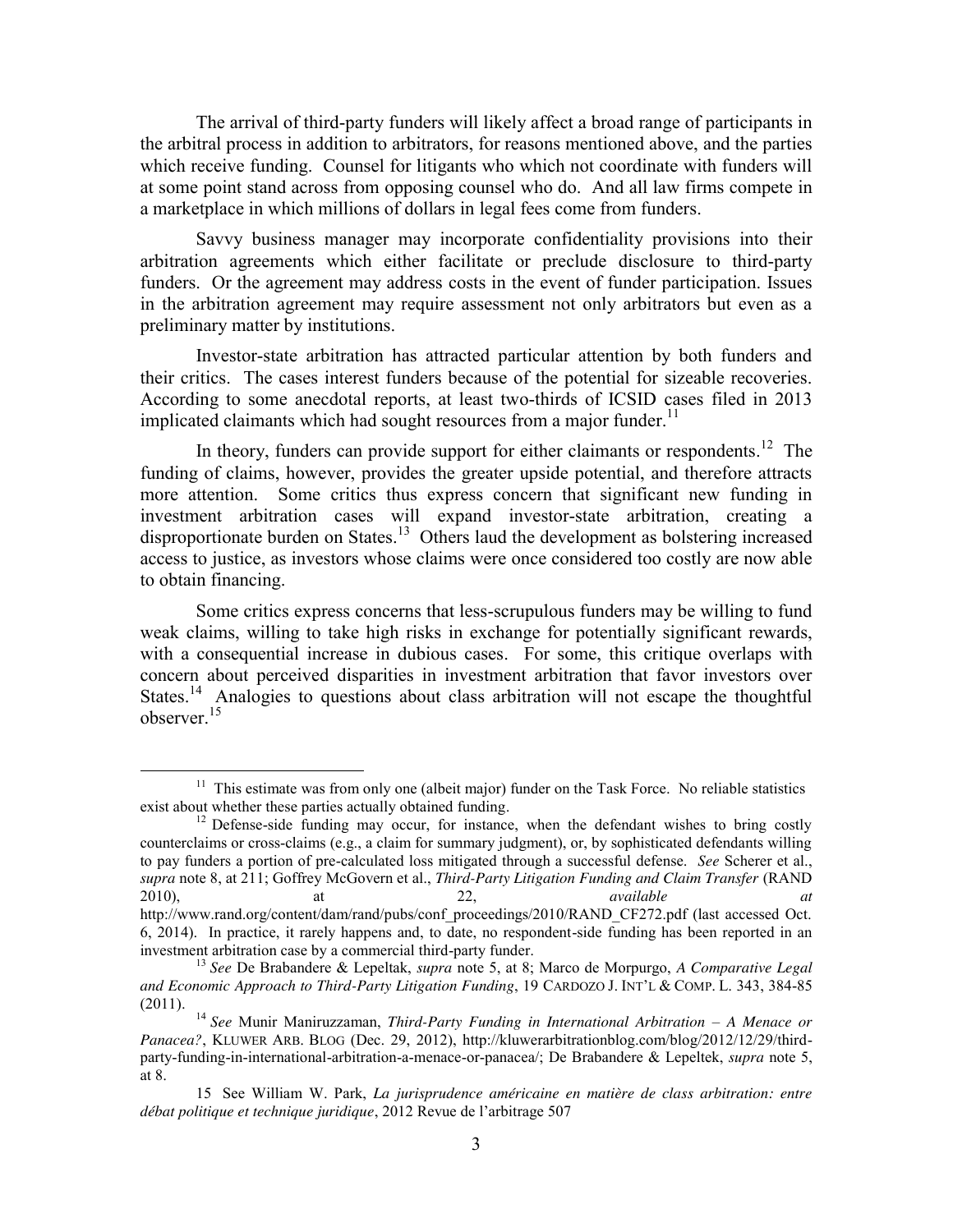The arrival of third-party funders will likely affect a broad range of participants in the arbitral process in addition to arbitrators, for reasons mentioned above, and the parties which receive funding. Counsel for litigants who which not coordinate with funders will at some point stand across from opposing counsel who do. And all law firms compete in a marketplace in which millions of dollars in legal fees come from funders.

Savvy business manager may incorporate confidentiality provisions into their arbitration agreements which either facilitate or preclude disclosure to third-party funders. Or the agreement may address costs in the event of funder participation. Issues in the arbitration agreement may require assessment not only arbitrators but even as a preliminary matter by institutions.

Investor-state arbitration has attracted particular attention by both funders and their critics. The cases interest funders because of the potential for sizeable recoveries. According to some anecdotal reports, at least two-thirds of ICSID cases filed in 2013 implicated claimants which had sought resources from a major funder.[11]

In theory, funders can provide support for either claimants or respondents.[12] The funding of claims, however, provides the greater upside potential, and therefore attracts more attention. Some critics thus express concern that significant new funding in investment arbitration cases will expand investor-state arbitration, creating a disproportionate burden on States.[13] Others laud the development as bolstering increased access to justice, as investors whose claims were once considered too costly are now able to obtain financing.

Some critics express concerns that less-scrupulous funders may be willing to fund weak claims, willing to take high risks in exchange for potentially significant rewards, with a consequential increase in dubious cases. For some, this critique overlaps with concern about perceived disparities in investment arbitration that favor investors over States.[14] Analogies to questions about class arbitration will not escape the thoughtful observer.[15]

---

[11] This estimate was from only one (albeit major) funder on the Task Force. No reliable statistics exist about whether these parties actually obtained funding.

[12] Defense-side funding may occur, for instance, when the defendant wishes to bring costly counterclaims or cross-claims (e.g., a claim for summary judgment), or, by sophisticated defendants willing to pay funders a portion of pre-calculated loss mitigated through a successful defense. *See* Scherer et al., *supra* note 8, at 211; Goffrey McGovern et al., *Third-Party Litigation Funding and Claim Transfer* (RAND 2010), at 22, *available at* http://www.rand.org/content/dam/rand/pubs/conf_proceedings/2010/RAND_CF272.pdf (last accessed Oct. 6, 2014). In practice, it rarely happens and, to date, no respondent-side funding has been reported in an investment arbitration case by a commercial third-party funder.

[13] *See* De Brabandere & Lepeltak, *supra* note 5, at 8; Marco de Morpurgo, *A Comparative Legal and Economic Approach to Third-Party Litigation Funding*, 19 CARDOZO J. INT'L & COMP. L. 343, 384-85 (2011).

[14] *See* Munir Maniruzzaman, *Third-Party Funding in International Arbitration – A Menace or Panacea?*, KLUWER ARB. BLOG (Dec. 29, 2012), http://kluwerarbitrationblog.com/blog/2012/12/29/third-party-funding-in-international-arbitration-a-menace-or-panacea/; De Brabandere & Lepeltek, *supra* note 5, at 8.

15 See William W. Park, *La jurisprudence américaine en matière de class arbitration: entre débat politique et technique juridique*, 2012 Revue de l'arbitrage 507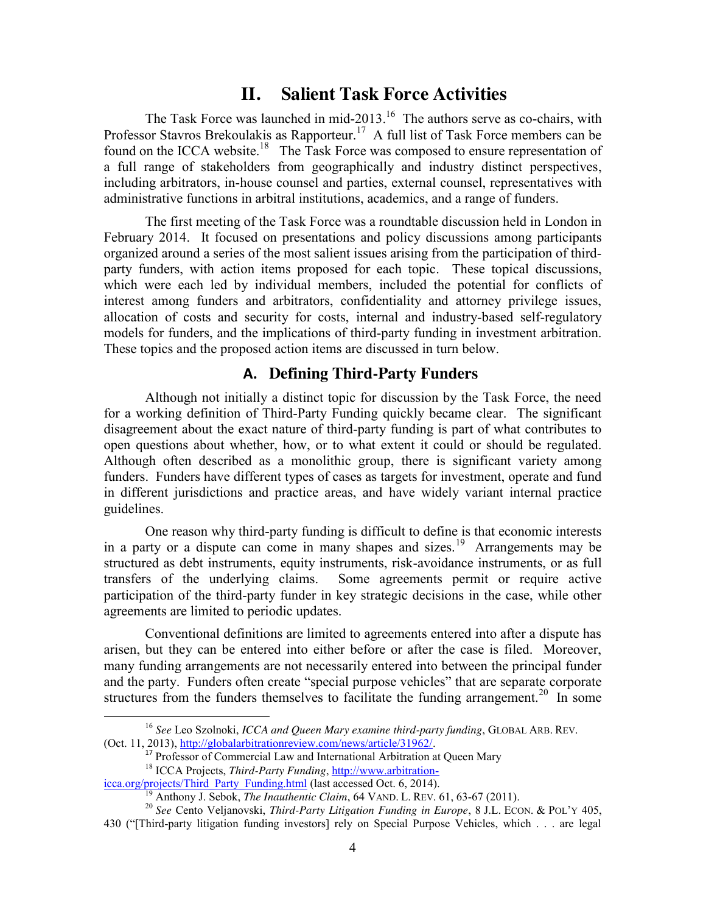## II. Salient Task Force Activities

The Task Force was launched in mid-2013.[16] The authors serve as co-chairs, with Professor Stavros Brekoulakis as Rapporteur.[17] A full list of Task Force members can be found on the ICCA website.[18] The Task Force was composed to ensure representation of a full range of stakeholders from geographically and industry distinct perspectives, including arbitrators, in-house counsel and parties, external counsel, representatives with administrative functions in arbitral institutions, academics, and a range of funders.

The first meeting of the Task Force was a roundtable discussion held in London in February 2014. It focused on presentations and policy discussions among participants organized around a series of the most salient issues arising from the participation of third-party funders, with action items proposed for each topic. These topical discussions, which were each led by individual members, included the potential for conflicts of interest among funders and arbitrators, confidentiality and attorney privilege issues, allocation of costs and security for costs, internal and industry-based self-regulatory models for funders, and the implications of third-party funding in investment arbitration. These topics and the proposed action items are discussed in turn below.

### A. Defining Third-Party Funders

Although not initially a distinct topic for discussion by the Task Force, the need for a working definition of Third-Party Funding quickly became clear. The significant disagreement about the exact nature of third-party funding is part of what contributes to open questions about whether, how, or to what extent it could or should be regulated. Although often described as a monolithic group, there is significant variety among funders. Funders have different types of cases as targets for investment, operate and fund in different jurisdictions and practice areas, and have widely variant internal practice guidelines.

One reason why third-party funding is difficult to define is that economic interests in a party or a dispute can come in many shapes and sizes.[19] Arrangements may be structured as debt instruments, equity instruments, risk-avoidance instruments, or as full transfers of the underlying claims. Some agreements permit or require active participation of the third-party funder in key strategic decisions in the case, while other agreements are limited to periodic updates.

Conventional definitions are limited to agreements entered into after a dispute has arisen, but they can be entered into either before or after the case is filed. Moreover, many funding arrangements are not necessarily entered into between the principal funder and the party. Funders often create "special purpose vehicles" that are separate corporate structures from the funders themselves to facilitate the funding arrangement.[20] In some

---

[16] *See* Leo Szolnoki, *ICCA and Queen Mary examine third-party funding*, GLOBAL ARB. REV. (Oct. 11, 2013), http://globalarbitrationreview.com/news/article/31962/.

[17] Professor of Commercial Law and International Arbitration at Queen Mary

[18] ICCA Projects, *Third-Party Funding*, http://www.arbitration-icca.org/projects/Third_Party_Funding.html (last accessed Oct. 6, 2014).

[19] Anthony J. Sebok, *The Inauthentic Claim*, 64 VAND. L. REV. 61, 63-67 (2011).

[20] *See* Cento Veljanovski, *Third-Party Litigation Funding in Europe*, 8 J.L. ECON. & POL'Y 405, 430 ("[Third-party litigation funding investors] rely on Special Purpose Vehicles, which . . . are legal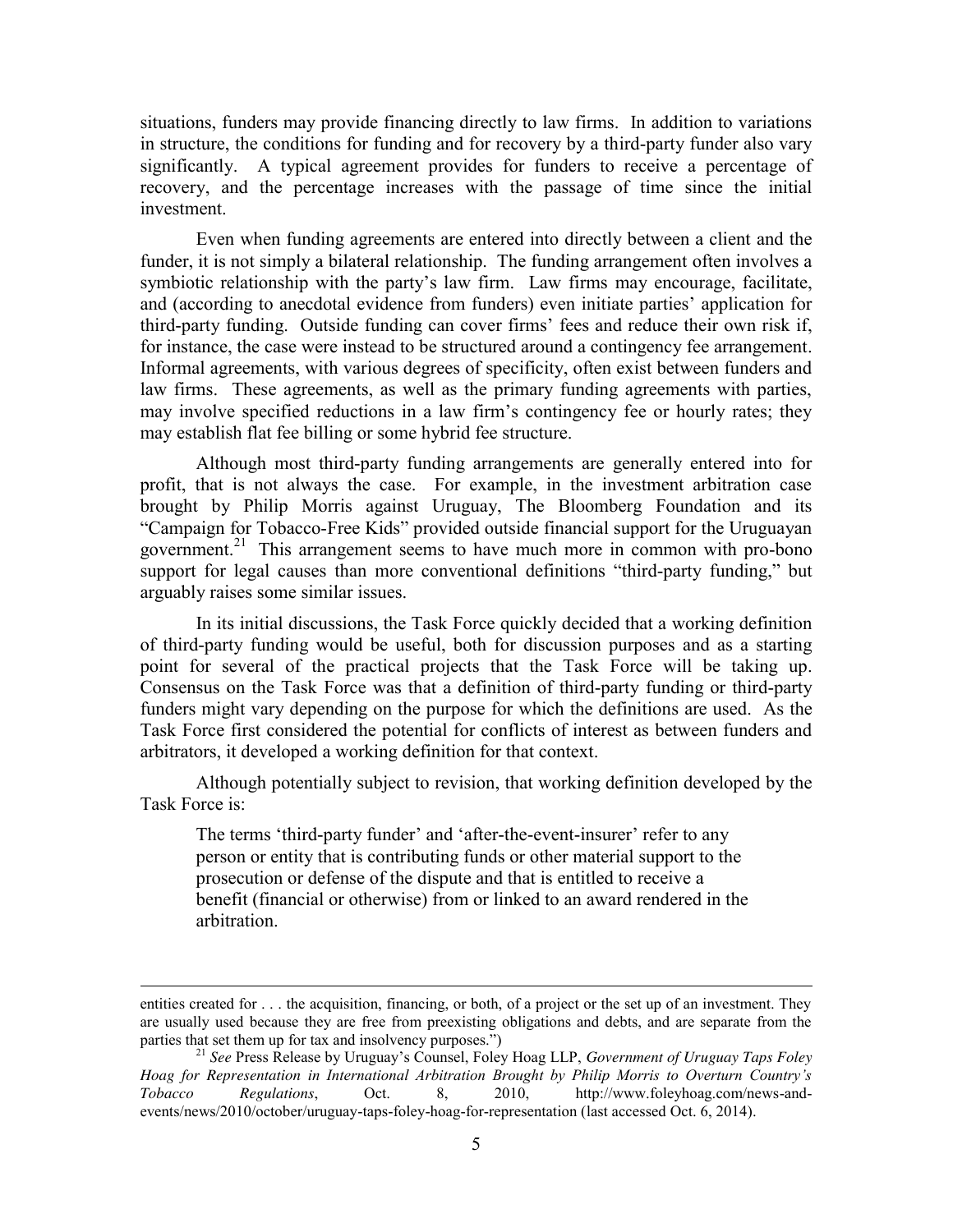situations, funders may provide financing directly to law firms. In addition to variations in structure, the conditions for funding and for recovery by a third-party funder also vary significantly. A typical agreement provides for funders to receive a percentage of recovery, and the percentage increases with the passage of time since the initial investment.

Even when funding agreements are entered into directly between a client and the funder, it is not simply a bilateral relationship. The funding arrangement often involves a symbiotic relationship with the party's law firm. Law firms may encourage, facilitate, and (according to anecdotal evidence from funders) even initiate parties' application for third-party funding. Outside funding can cover firms' fees and reduce their own risk if, for instance, the case were instead to be structured around a contingency fee arrangement. Informal agreements, with various degrees of specificity, often exist between funders and law firms. These agreements, as well as the primary funding agreements with parties, may involve specified reductions in a law firm's contingency fee or hourly rates; they may establish flat fee billing or some hybrid fee structure.

Although most third-party funding arrangements are generally entered into for profit, that is not always the case. For example, in the investment arbitration case brought by Philip Morris against Uruguay, The Bloomberg Foundation and its "Campaign for Tobacco-Free Kids" provided outside financial support for the Uruguayan government.[21] This arrangement seems to have much more in common with pro-bono support for legal causes than more conventional definitions "third-party funding," but arguably raises some similar issues.

In its initial discussions, the Task Force quickly decided that a working definition of third-party funding would be useful, both for discussion purposes and as a starting point for several of the practical projects that the Task Force will be taking up. Consensus on the Task Force was that a definition of third-party funding or third-party funders might vary depending on the purpose for which the definitions are used. As the Task Force first considered the potential for conflicts of interest as between funders and arbitrators, it developed a working definition for that context.

Although potentially subject to revision, that working definition developed by the Task Force is:

> The terms 'third-party funder' and 'after-the-event-insurer' refer to any person or entity that is contributing funds or other material support to the prosecution or defense of the dispute and that is entitled to receive a benefit (financial or otherwise) from or linked to an award rendered in the arbitration.

---

entities created for . . . the acquisition, financing, or both, of a project or the set up of an investment. They are usually used because they are free from preexisting obligations and debts, and are separate from the parties that set them up for tax and insolvency purposes.")

[21] *See* Press Release by Uruguay's Counsel, Foley Hoag LLP, *Government of Uruguay Taps Foley Hoag for Representation in International Arbitration Brought by Philip Morris to Overturn Country's Tobacco Regulations*, Oct. 8, 2010, http://www.foleyhoag.com/news-and-events/news/2010/october/uruguay-taps-foley-hoag-for-representation (last accessed Oct. 6, 2014).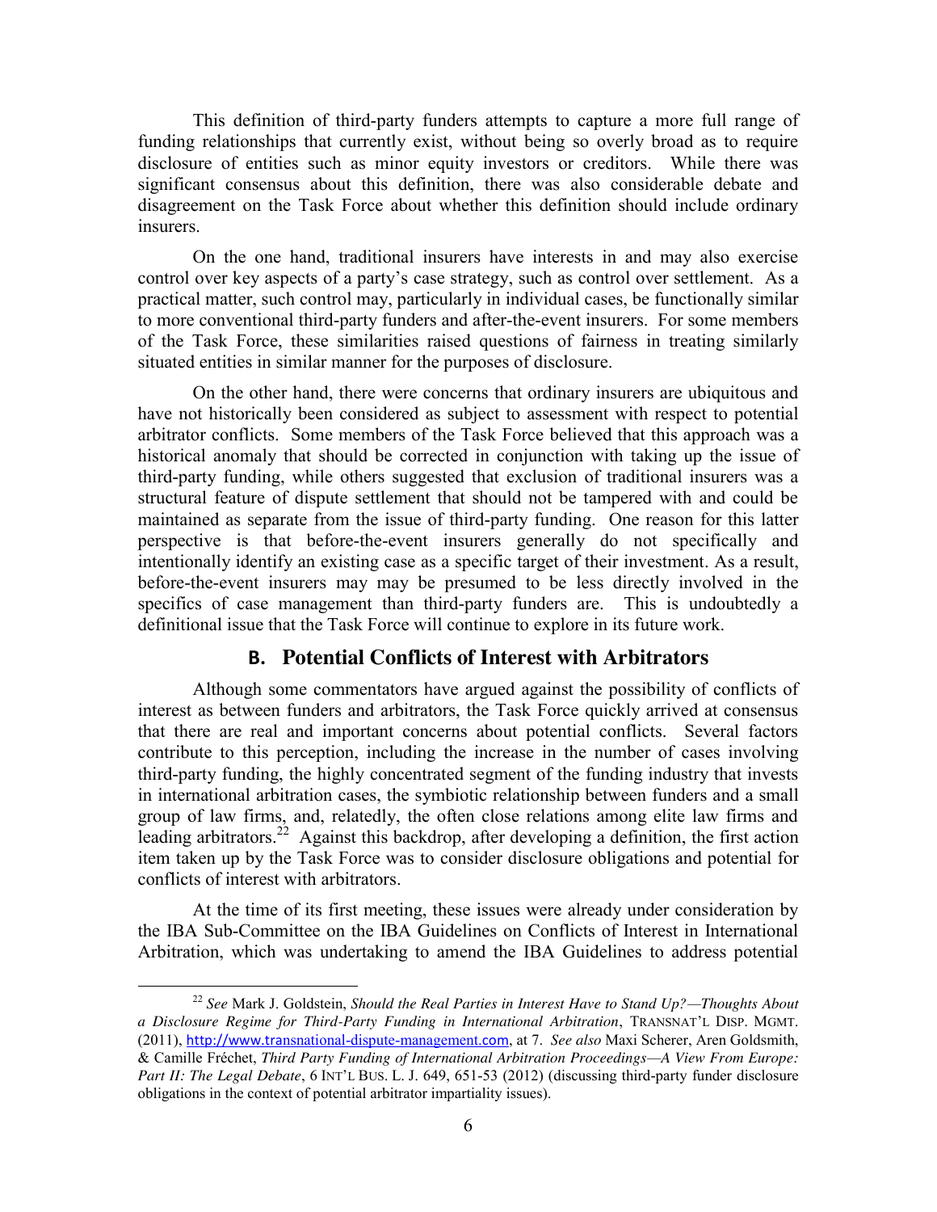This definition of third-party funders attempts to capture a more full range of funding relationships that currently exist, without being so overly broad as to require disclosure of entities such as minor equity investors or creditors. While there was significant consensus about this definition, there was also considerable debate and disagreement on the Task Force about whether this definition should include ordinary insurers.

On the one hand, traditional insurers have interests in and may also exercise control over key aspects of a party's case strategy, such as control over settlement. As a practical matter, such control may, particularly in individual cases, be functionally similar to more conventional third-party funders and after-the-event insurers. For some members of the Task Force, these similarities raised questions of fairness in treating similarly situated entities in similar manner for the purposes of disclosure.

On the other hand, there were concerns that ordinary insurers are ubiquitous and have not historically been considered as subject to assessment with respect to potential arbitrator conflicts. Some members of the Task Force believed that this approach was a historical anomaly that should be corrected in conjunction with taking up the issue of third-party funding, while others suggested that exclusion of traditional insurers was a structural feature of dispute settlement that should not be tampered with and could be maintained as separate from the issue of third-party funding. One reason for this latter perspective is that before-the-event insurers generally do not specifically and intentionally identify an existing case as a specific target of their investment. As a result, before-the-event insurers may may be presumed to be less directly involved in the specifics of case management than third-party funders are. This is undoubtedly a definitional issue that the Task Force will continue to explore in its future work.

## B. Potential Conflicts of Interest with Arbitrators

Although some commentators have argued against the possibility of conflicts of interest as between funders and arbitrators, the Task Force quickly arrived at consensus that there are real and important concerns about potential conflicts. Several factors contribute to this perception, including the increase in the number of cases involving third-party funding, the highly concentrated segment of the funding industry that invests in international arbitration cases, the symbiotic relationship between funders and a small group of law firms, and, relatedly, the often close relations among elite law firms and leading arbitrators.[22] Against this backdrop, after developing a definition, the first action item taken up by the Task Force was to consider disclosure obligations and potential for conflicts of interest with arbitrators.

At the time of its first meeting, these issues were already under consideration by the IBA Sub-Committee on the IBA Guidelines on Conflicts of Interest in International Arbitration, which was undertaking to amend the IBA Guidelines to address potential

---

[22] *See* Mark J. Goldstein, *Should the Real Parties in Interest Have to Stand Up?—Thoughts About a Disclosure Regime for Third-Party Funding in International Arbitration*, TRANSNAT'L DISP. MGMT. (2011), http://www.transnational-dispute-management.com, at 7. *See also* Maxi Scherer, Aren Goldsmith, & Camille Fréchet, *Third Party Funding of International Arbitration Proceedings—A View From Europe: Part II: The Legal Debate*, 6 INT'L BUS. L. J. 649, 651-53 (2012) (discussing third-party funder disclosure obligations in the context of potential arbitrator impartiality issues).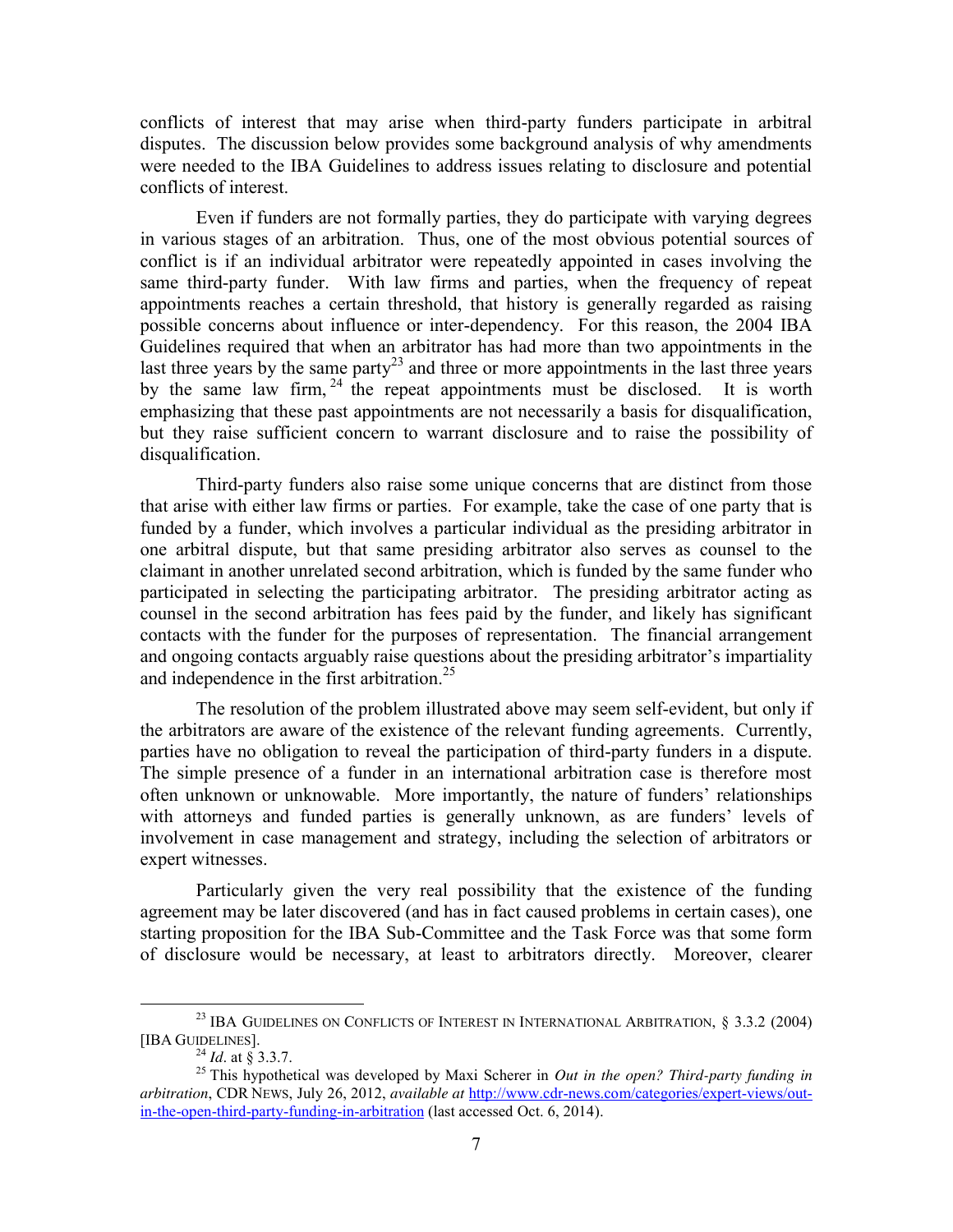conflicts of interest that may arise when third-party funders participate in arbitral disputes. The discussion below provides some background analysis of why amendments were needed to the IBA Guidelines to address issues relating to disclosure and potential conflicts of interest.

Even if funders are not formally parties, they do participate with varying degrees in various stages of an arbitration. Thus, one of the most obvious potential sources of conflict is if an individual arbitrator were repeatedly appointed in cases involving the same third-party funder. With law firms and parties, when the frequency of repeat appointments reaches a certain threshold, that history is generally regarded as raising possible concerns about influence or inter-dependency. For this reason, the 2004 IBA Guidelines required that when an arbitrator has had more than two appointments in the last three years by the same party[23] and three or more appointments in the last three years by the same law firm,[24] the repeat appointments must be disclosed. It is worth emphasizing that these past appointments are not necessarily a basis for disqualification, but they raise sufficient concern to warrant disclosure and to raise the possibility of disqualification.

Third-party funders also raise some unique concerns that are distinct from those that arise with either law firms or parties. For example, take the case of one party that is funded by a funder, which involves a particular individual as the presiding arbitrator in one arbitral dispute, but that same presiding arbitrator also serves as counsel to the claimant in another unrelated second arbitration, which is funded by the same funder who participated in selecting the participating arbitrator. The presiding arbitrator acting as counsel in the second arbitration has fees paid by the funder, and likely has significant contacts with the funder for the purposes of representation. The financial arrangement and ongoing contacts arguably raise questions about the presiding arbitrator's impartiality and independence in the first arbitration.[25]

The resolution of the problem illustrated above may seem self-evident, but only if the arbitrators are aware of the existence of the relevant funding agreements. Currently, parties have no obligation to reveal the participation of third-party funders in a dispute. The simple presence of a funder in an international arbitration case is therefore most often unknown or unknowable. More importantly, the nature of funders' relationships with attorneys and funded parties is generally unknown, as are funders' levels of involvement in case management and strategy, including the selection of arbitrators or expert witnesses.

Particularly given the very real possibility that the existence of the funding agreement may be later discovered (and has in fact caused problems in certain cases), one starting proposition for the IBA Sub-Committee and the Task Force was that some form of disclosure would be necessary, at least to arbitrators directly. Moreover, clearer

---

[23] IBA GUIDELINES ON CONFLICTS OF INTEREST IN INTERNATIONAL ARBITRATION, § 3.3.2 (2004) [IBA GUIDELINES].

[24] *Id*. at § 3.3.7.

[25] This hypothetical was developed by Maxi Scherer in *Out in the open? Third-party funding in arbitration*, CDR NEWS, July 26, 2012, *available at* http://www.cdr-news.com/categories/expert-views/out-in-the-open-third-party-funding-in-arbitration (last accessed Oct. 6, 2014).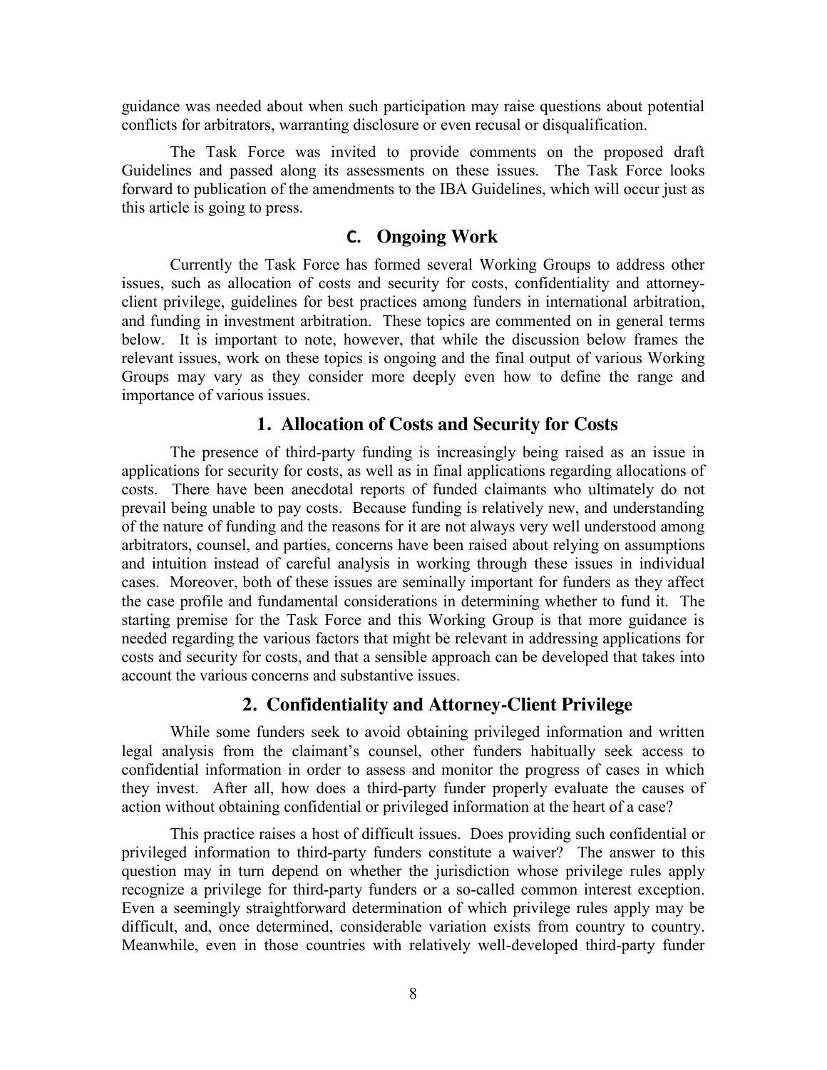guidance was needed about when such participation may raise questions about potential conflicts for arbitrators, warranting disclosure or even recusal or disqualification.

The Task Force was invited to provide comments on the proposed draft Guidelines and passed along its assessments on these issues. The Task Force looks forward to publication of the amendments to the IBA Guidelines, which will occur just as this article is going to press.

## C. Ongoing Work

Currently the Task Force has formed several Working Groups to address other issues, such as allocation of costs and security for costs, confidentiality and attorney-client privilege, guidelines for best practices among funders in international arbitration, and funding in investment arbitration. These topics are commented on in general terms below. It is important to note, however, that while the discussion below frames the relevant issues, work on these topics is ongoing and the final output of various Working Groups may vary as they consider more deeply even how to define the range and importance of various issues.

### 1. Allocation of Costs and Security for Costs

The presence of third-party funding is increasingly being raised as an issue in applications for security for costs, as well as in final applications regarding allocations of costs. There have been anecdotal reports of funded claimants who ultimately do not prevail being unable to pay costs. Because funding is relatively new, and understanding of the nature of funding and the reasons for it are not always very well understood among arbitrators, counsel, and parties, concerns have been raised about relying on assumptions and intuition instead of careful analysis in working through these issues in individual cases. Moreover, both of these issues are seminally important for funders as they affect the case profile and fundamental considerations in determining whether to fund it. The starting premise for the Task Force and this Working Group is that more guidance is needed regarding the various factors that might be relevant in addressing applications for costs and security for costs, and that a sensible approach can be developed that takes into account the various concerns and substantive issues.

### 2. Confidentiality and Attorney-Client Privilege

While some funders seek to avoid obtaining privileged information and written legal analysis from the claimant's counsel, other funders habitually seek access to confidential information in order to assess and monitor the progress of cases in which they invest. After all, how does a third-party funder properly evaluate the causes of action without obtaining confidential or privileged information at the heart of a case?

This practice raises a host of difficult issues. Does providing such confidential or privileged information to third-party funders constitute a waiver? The answer to this question may in turn depend on whether the jurisdiction whose privilege rules apply recognize a privilege for third-party funders or a so-called common interest exception. Even a seemingly straightforward determination of which privilege rules apply may be difficult, and, once determined, considerable variation exists from country to country. Meanwhile, even in those countries with relatively well-developed third-party funder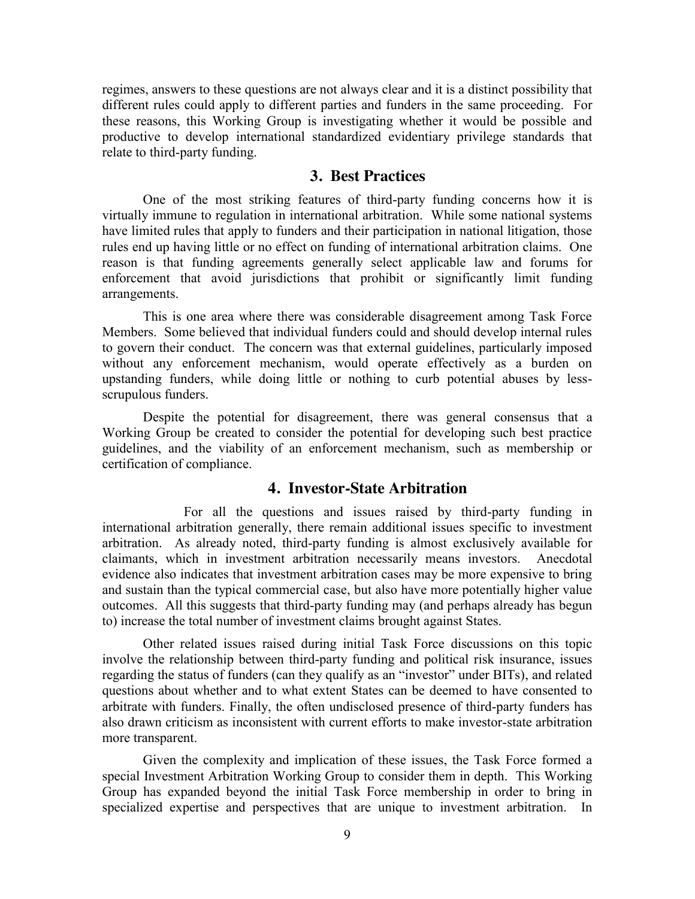regimes, answers to these questions are not always clear and it is a distinct possibility that different rules could apply to different parties and funders in the same proceeding. For these reasons, this Working Group is investigating whether it would be possible and productive to develop international standardized evidentiary privilege standards that relate to third-party funding.

## 3. Best Practices

One of the most striking features of third-party funding concerns how it is virtually immune to regulation in international arbitration. While some national systems have limited rules that apply to funders and their participation in national litigation, those rules end up having little or no effect on funding of international arbitration claims. One reason is that funding agreements generally select applicable law and forums for enforcement that avoid jurisdictions that prohibit or significantly limit funding arrangements.

This is one area where there was considerable disagreement among Task Force Members. Some believed that individual funders could and should develop internal rules to govern their conduct. The concern was that external guidelines, particularly imposed without any enforcement mechanism, would operate effectively as a burden on upstanding funders, while doing little or nothing to curb potential abuses by less-scrupulous funders.

Despite the potential for disagreement, there was general consensus that a Working Group be created to consider the potential for developing such best practice guidelines, and the viability of an enforcement mechanism, such as membership or certification of compliance.

## 4. Investor-State Arbitration

For all the questions and issues raised by third-party funding in international arbitration generally, there remain additional issues specific to investment arbitration. As already noted, third-party funding is almost exclusively available for claimants, which in investment arbitration necessarily means investors. Anecdotal evidence also indicates that investment arbitration cases may be more expensive to bring and sustain than the typical commercial case, but also have more potentially higher value outcomes. All this suggests that third-party funding may (and perhaps already has begun to) increase the total number of investment claims brought against States.

Other related issues raised during initial Task Force discussions on this topic involve the relationship between third-party funding and political risk insurance, issues regarding the status of funders (can they qualify as an "investor" under BITs), and related questions about whether and to what extent States can be deemed to have consented to arbitrate with funders. Finally, the often undisclosed presence of third-party funders has also drawn criticism as inconsistent with current efforts to make investor-state arbitration more transparent.

Given the complexity and implication of these issues, the Task Force formed a special Investment Arbitration Working Group to consider them in depth. This Working Group has expanded beyond the initial Task Force membership in order to bring in specialized expertise and perspectives that are unique to investment arbitration. In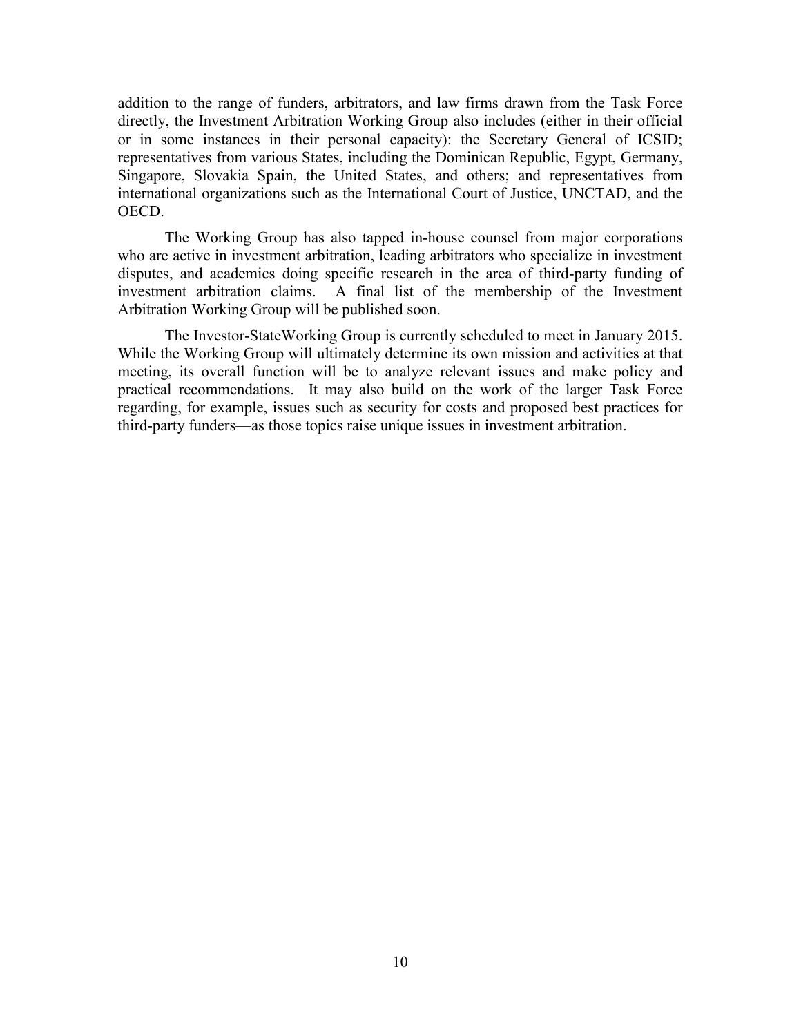addition to the range of funders, arbitrators, and law firms drawn from the Task Force directly, the Investment Arbitration Working Group also includes (either in their official or in some instances in their personal capacity): the Secretary General of ICSID; representatives from various States, including the Dominican Republic, Egypt, Germany, Singapore, Slovakia Spain, the United States, and others; and representatives from international organizations such as the International Court of Justice, UNCTAD, and the OECD.

The Working Group has also tapped in-house counsel from major corporations who are active in investment arbitration, leading arbitrators who specialize in investment disputes, and academics doing specific research in the area of third-party funding of investment arbitration claims. A final list of the membership of the Investment Arbitration Working Group will be published soon.

The Investor-StateWorking Group is currently scheduled to meet in January 2015. While the Working Group will ultimately determine its own mission and activities at that meeting, its overall function will be to analyze relevant issues and make policy and practical recommendations. It may also build on the work of the larger Task Force regarding, for example, issues such as security for costs and proposed best practices for third-party funders—as those topics raise unique issues in investment arbitration.